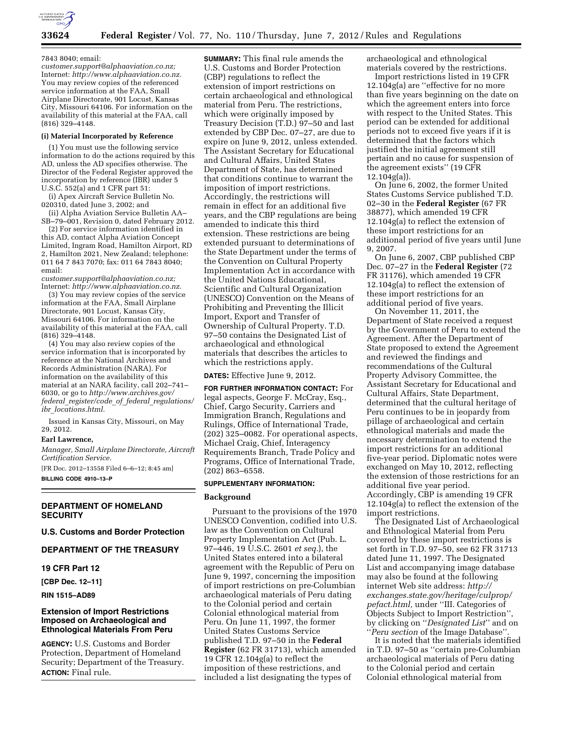7843 8040; email: *customer.support@alphaaviation.co.nz;* Internet: *http://www.alphaaviation.co.nz.* You may review copies of the referenced service information at the FAA, Small Airplane Directorate, 901 Locust, Kansas City, Missouri 64106. For information on the availability of this material at the FAA, call (816) 329–4148.

**(i) Material Incorporated by Reference**

(1) You must use the following service information to do the actions required by this AD, unless the AD specifies otherwise. The Director of the Federal Register approved the incorporation by reference (IBR) under 5 U.S.C. 552(a) and 1 CFR part 51:

(i) Apex Aircraft Service Bulletin No. 020310, dated June 3, 2002; and

(ii) Alpha Aviation Service Bulletin AA–SB–79–001, Revision 0, dated February 2012.

(2) For service information identified in this AD, contact Alpha Aviation Concept Limited, Ingram Road, Hamilton Airport, RD 2, Hamilton 2021, New Zealand; telephone: 011 64 7 843 7070; fax: 011 64 7843 8040; email: *customer.support@alphaaviation.co.nz;* Internet: *http://www.alphaaviation.co.nz.*

(3) You may review copies of the service information at the FAA, Small Airplane Directorate, 901 Locust, Kansas City, Missouri 64106. For information on the availability of this material at the FAA, call (816) 329–4148.

(4) You may also review copies of the service information that is incorporated by reference at the National Archives and Records Administration (NARA). For information on the availability of this material at an NARA facility, call 202–741–6030, or go to *http://www.archives.gov/federal_register/code_of_federal_regulations/ibr_locations.html.*

Issued in Kansas City, Missouri, on May 29, 2012.

**Earl Lawrence,**

*Manager, Small Airplane Directorate, Aircraft Certification Service.*

[FR Doc. 2012–13558 Filed 6–6–12; 8:45 am]

**BILLING CODE 4910–13–P**

## DEPARTMENT OF HOMELAND SECURITY

### U.S. Customs and Border Protection

## DEPARTMENT OF THE TREASURY

### 19 CFR Part 12

**[CBP Dec. 12–11]**

**RIN 1515–AD89**

### Extension of Import Restrictions Imposed on Archaeological and Ethnological Materials From Peru

**AGENCY:** U.S. Customs and Border Protection, Department of Homeland Security; Department of the Treasury.

**ACTION:** Final rule.

**SUMMARY:** This final rule amends the U.S. Customs and Border Protection (CBP) regulations to reflect the extension of import restrictions on certain archaeological and ethnological material from Peru. The restrictions, which were originally imposed by Treasury Decision (T.D.) 97–50 and last extended by CBP Dec. 07–27, are due to expire on June 9, 2012, unless extended. The Assistant Secretary for Educational and Cultural Affairs, United States Department of State, has determined that conditions continue to warrant the imposition of import restrictions. Accordingly, the restrictions will remain in effect for an additional five years, and the CBP regulations are being amended to indicate this third extension. These restrictions are being extended pursuant to determinations of the State Department under the terms of the Convention on Cultural Property Implementation Act in accordance with the United Nations Educational, Scientific and Cultural Organization (UNESCO) Convention on the Means of Prohibiting and Preventing the Illicit Import, Export and Transfer of Ownership of Cultural Property. T.D. 97–50 contains the Designated List of archaeological and ethnological materials that describes the articles to which the restrictions apply.

**DATES:** Effective June 9, 2012.

**FOR FURTHER INFORMATION CONTACT:** For legal aspects, George F. McCray, Esq., Chief, Cargo Security, Carriers and Immigration Branch, Regulations and Rulings, Office of International Trade, (202) 325–0082. For operational aspects, Michael Craig, Chief, Interagency Requirements Branch, Trade Policy and Programs, Office of International Trade, (202) 863–6558.

**SUPPLEMENTARY INFORMATION:**

**Background**

Pursuant to the provisions of the 1970 UNESCO Convention, codified into U.S. law as the Convention on Cultural Property Implementation Act (Pub. L. 97–446, 19 U.S.C. 2601 *et seq.*), the United States entered into a bilateral agreement with the Republic of Peru on June 9, 1997, concerning the imposition of import restrictions on pre-Columbian archaeological materials of Peru dating to the Colonial period and certain Colonial ethnological material from Peru. On June 11, 1997, the former United States Customs Service published T.D. 97–50 in the **Federal Register** (62 FR 31713), which amended 19 CFR 12.104g(a) to reflect the imposition of these restrictions, and included a list designating the types of archaeological and ethnological materials covered by the restrictions.

Import restrictions listed in 19 CFR 12.104g(a) are ''effective for no more than five years beginning on the date on which the agreement enters into force with respect to the United States. This period can be extended for additional periods not to exceed five years if it is determined that the factors which justified the initial agreement still pertain and no cause for suspension of the agreement exists'' (19 CFR 12.104g(a)).

On June 6, 2002, the former United States Customs Service published T.D. 02–30 in the **Federal Register** (67 FR 38877), which amended 19 CFR 12.104g(a) to reflect the extension of these import restrictions for an additional period of five years until June 9, 2007.

On June 6, 2007, CBP published CBP Dec. 07–27 in the **Federal Register** (72 FR 31176), which amended 19 CFR 12.104g(a) to reflect the extension of these import restrictions for an additional period of five years.

On November 11, 2011, the Department of State received a request by the Government of Peru to extend the Agreement. After the Department of State proposed to extend the Agreement and reviewed the findings and recommendations of the Cultural Property Advisory Committee, the Assistant Secretary for Educational and Cultural Affairs, State Department, determined that the cultural heritage of Peru continues to be in jeopardy from pillage of archaeological and certain ethnological materials and made the necessary determination to extend the import restrictions for an additional five-year period. Diplomatic notes were exchanged on May 10, 2012, reflecting the extension of those restrictions for an additional five year period. Accordingly, CBP is amending 19 CFR 12.104g(a) to reflect the extension of the import restrictions.

The Designated List of Archaeological and Ethnological Material from Peru covered by these import restrictions is set forth in T.D. 97–50, see 62 FR 31713 dated June 11, 1997. The Designated List and accompanying image database may also be found at the following internet Web site address: *http://exchanges.state.gov/heritage/culprop/pefact.html,* under ''III. Categories of Objects Subject to Import Restriction'', by clicking on ''*Designated List*'' and on ''*Peru section* of the Image Database''.

It is noted that the materials identified in T.D. 97–50 as ''certain pre-Columbian archaeological materials of Peru dating to the Colonial period and certain Colonial ethnological material from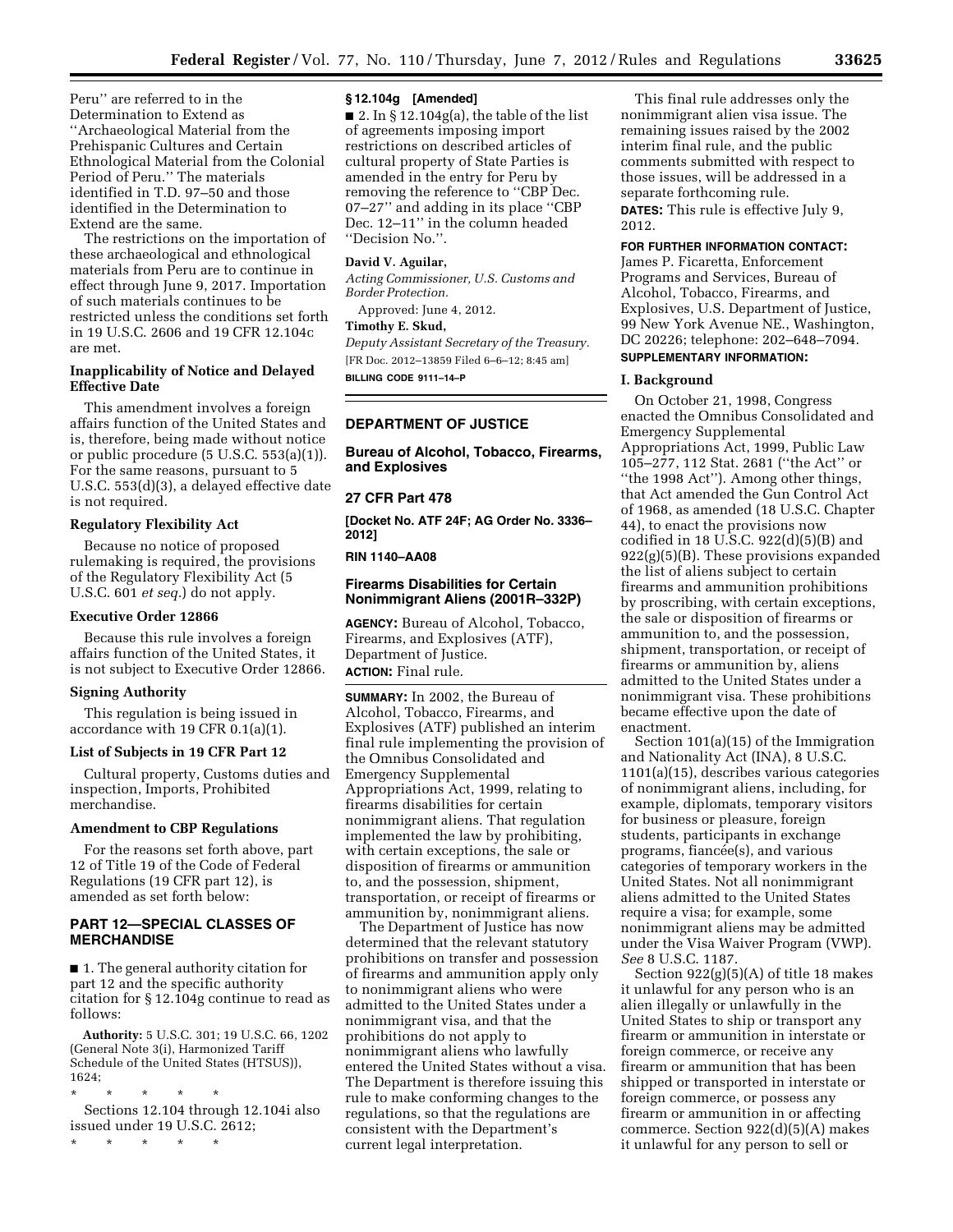Peru'' are referred to in the Determination to Extend as ''Archaeological Material from the Prehispanic Cultures and Certain Ethnological Material from the Colonial Period of Peru.'' The materials identified in T.D. 97–50 and those identified in the Determination to Extend are the same.

The restrictions on the importation of these archaeological and ethnological materials from Peru are to continue in effect through June 9, 2017. Importation of such materials continues to be restricted unless the conditions set forth in 19 U.S.C. 2606 and 19 CFR 12.104c are met.

### Inapplicability of Notice and Delayed Effective Date

This amendment involves a foreign affairs function of the United States and is, therefore, being made without notice or public procedure (5 U.S.C. 553(a)(1)). For the same reasons, pursuant to 5 U.S.C. 553(d)(3), a delayed effective date is not required.

### Regulatory Flexibility Act

Because no notice of proposed rulemaking is required, the provisions of the Regulatory Flexibility Act (5 U.S.C. 601 *et seq.*) do not apply.

### Executive Order 12866

Because this rule involves a foreign affairs function of the United States, it is not subject to Executive Order 12866.

### Signing Authority

This regulation is being issued in accordance with 19 CFR 0.1(a)(1).

### List of Subjects in 19 CFR Part 12

Cultural property, Customs duties and inspection, Imports, Prohibited merchandise.

### Amendment to CBP Regulations

For the reasons set forth above, part 12 of Title 19 of the Code of Federal Regulations (19 CFR part 12), is amended as set forth below:

## PART 12—SPECIAL CLASSES OF MERCHANDISE

■ 1. The general authority citation for part 12 and the specific authority citation for § 12.104g continue to read as follows:

**Authority:** 5 U.S.C. 301; 19 U.S.C. 66, 1202 (General Note 3(i), Harmonized Tariff Schedule of the United States (HTSUS)), 1624;

\* \* \* \* \*

Sections 12.104 through 12.104i also issued under 19 U.S.C. 2612;

\* \* \* \* \*

### § 12.104g [Amended]

■ 2. In § 12.104g(a), the table of the list of agreements imposing import restrictions on described articles of cultural property of State Parties is amended in the entry for Peru by removing the reference to ''CBP Dec. 07–27'' and adding in its place ''CBP Dec. 12–11'' in the column headed ''Decision No.''.

**David V. Aguilar,**

*Acting Commissioner, U.S. Customs and Border Protection.*

Approved: June 4, 2012.

**Timothy E. Skud,**

*Deputy Assistant Secretary of the Treasury.*

[FR Doc. 2012–13859 Filed 6–6–12; 8:45 am]

**BILLING CODE 9111–14–P**

## DEPARTMENT OF JUSTICE

## Bureau of Alcohol, Tobacco, Firearms, and Explosives

## 27 CFR Part 478

**[Docket No. ATF 24F; AG Order No. 3336–2012]**

**RIN 1140–AA08**

## Firearms Disabilities for Certain Nonimmigrant Aliens (2001R–332P)

**AGENCY:** Bureau of Alcohol, Tobacco, Firearms, and Explosives (ATF), Department of Justice.

**ACTION:** Final rule.

**SUMMARY:** In 2002, the Bureau of Alcohol, Tobacco, Firearms, and Explosives (ATF) published an interim final rule implementing the provision of the Omnibus Consolidated and Emergency Supplemental Appropriations Act, 1999, relating to firearms disabilities for certain nonimmigrant aliens. That regulation implemented the law by prohibiting, with certain exceptions, the sale or disposition of firearms or ammunition to, and the possession, shipment, transportation, or receipt of firearms or ammunition by, nonimmigrant aliens.

The Department of Justice has now determined that the relevant statutory prohibitions on transfer and possession of firearms and ammunition apply only to nonimmigrant aliens who were admitted to the United States under a nonimmigrant visa, and that the prohibitions do not apply to nonimmigrant aliens who lawfully entered the United States without a visa. The Department is therefore issuing this rule to make conforming changes to the regulations, so that the regulations are consistent with the Department's current legal interpretation.

This final rule addresses only the nonimmigrant alien visa issue. The remaining issues raised by the 2002 interim final rule, and the public comments submitted with respect to those issues, will be addressed in a separate forthcoming rule.

**DATES:** This rule is effective July 9, 2012.

**FOR FURTHER INFORMATION CONTACT:** James P. Ficaretta, Enforcement Programs and Services, Bureau of Alcohol, Tobacco, Firearms, and Explosives, U.S. Department of Justice, 99 New York Avenue NE., Washington, DC 20226; telephone: 202–648–7094.

**SUPPLEMENTARY INFORMATION:**

### I. Background

On October 21, 1998, Congress enacted the Omnibus Consolidated and Emergency Supplemental Appropriations Act, 1999, Public Law 105–277, 112 Stat. 2681 (''the Act'' or ''the 1998 Act''). Among other things, that Act amended the Gun Control Act of 1968, as amended (18 U.S.C. Chapter 44), to enact the provisions now codified in 18 U.S.C. 922(d)(5)(B) and 922(g)(5)(B). These provisions expanded the list of aliens subject to certain firearms and ammunition prohibitions by proscribing, with certain exceptions, the sale or disposition of firearms or ammunition to, and the possession, shipment, transportation, or receipt of firearms or ammunition by, aliens admitted to the United States under a nonimmigrant visa. These prohibitions became effective upon the date of enactment.

Section 101(a)(15) of the Immigration and Nationality Act (INA), 8 U.S.C. 1101(a)(15), describes various categories of nonimmigrant aliens, including, for example, diplomats, temporary visitors for business or pleasure, foreign students, participants in exchange programs, fiancée(s), and various categories of temporary workers in the United States. Not all nonimmigrant aliens admitted to the United States require a visa; for example, some nonimmigrant aliens may be admitted under the Visa Waiver Program (VWP). *See* 8 U.S.C. 1187.

Section 922(g)(5)(A) of title 18 makes it unlawful for any person who is an alien illegally or unlawfully in the United States to ship or transport any firearm or ammunition in interstate or foreign commerce, or receive any firearm or ammunition that has been shipped or transported in interstate or foreign commerce, or possess any firearm or ammunition in or affecting commerce. Section 922(d)(5)(A) makes it unlawful for any person to sell or